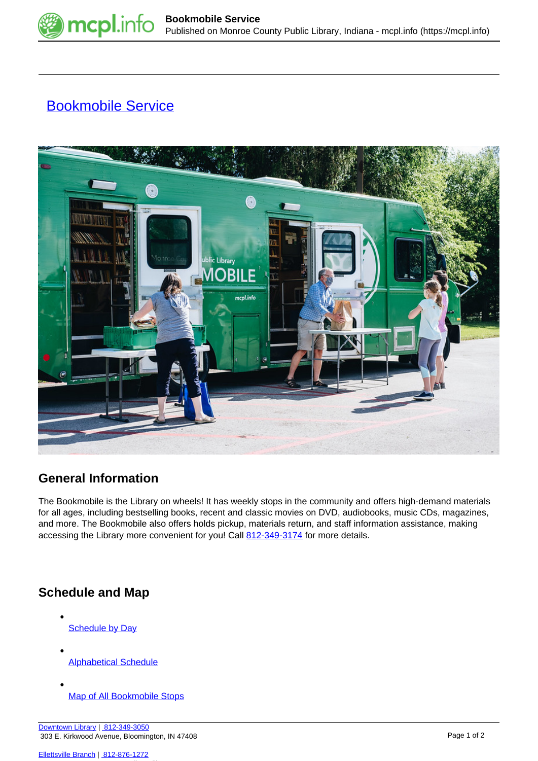# Bookmobile Service

## General Information

The Bookmobile is the Library on wheels! It has weekly stops in the community and offers high-demand materials for all ages, including bestselling books, recent and classic movies on DVD, audiobooks, music CDs, magazines, and more. The Bookmobile also offers holds pickup, materials return, and staff information assistance, making accessing the Library more convenient for you! Call 812-349-3174 for more details.

## Schedule and Map

- Schedule by Day
- Alphabetical Schedule
- Map of All Bookmobile Stops

Downtown Library | 812-349-3050
303 E. Kirkwood Avenue, Bloomington, IN 47408

Ellettsville Branch | 812-876-1272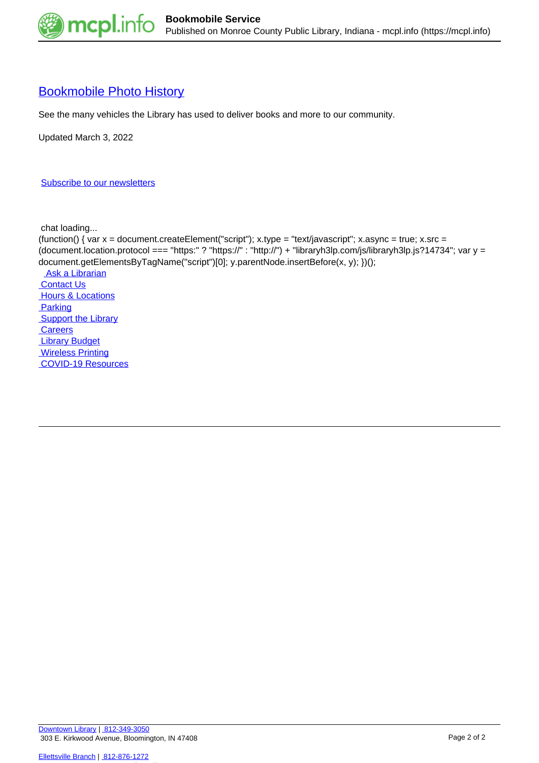## Bookmobile Photo History

See the many vehicles the Library has used to deliver books and more to our community.

Updated March 3, 2022

Subscribe to our newsletters

chat loading...
(function() { var x = document.createElement("script"); x.type = "text/javascript"; x.async = true; x.src = (document.location.protocol === "https:" ? "https://" : "http://") + "libraryh3lp.com/js/libraryh3lp.js?14734"; var y = document.getElementsByTagName("script")[0]; y.parentNode.insertBefore(x, y); })();

Ask a Librarian
Contact Us
Hours & Locations
Parking
Support the Library
Careers
Library Budget
Wireless Printing
COVID-19 Resources

---

Downtown Library | 812-349-3050
303 E. Kirkwood Avenue, Bloomington, IN 47408

Ellettsville Branch | 812-876-1272